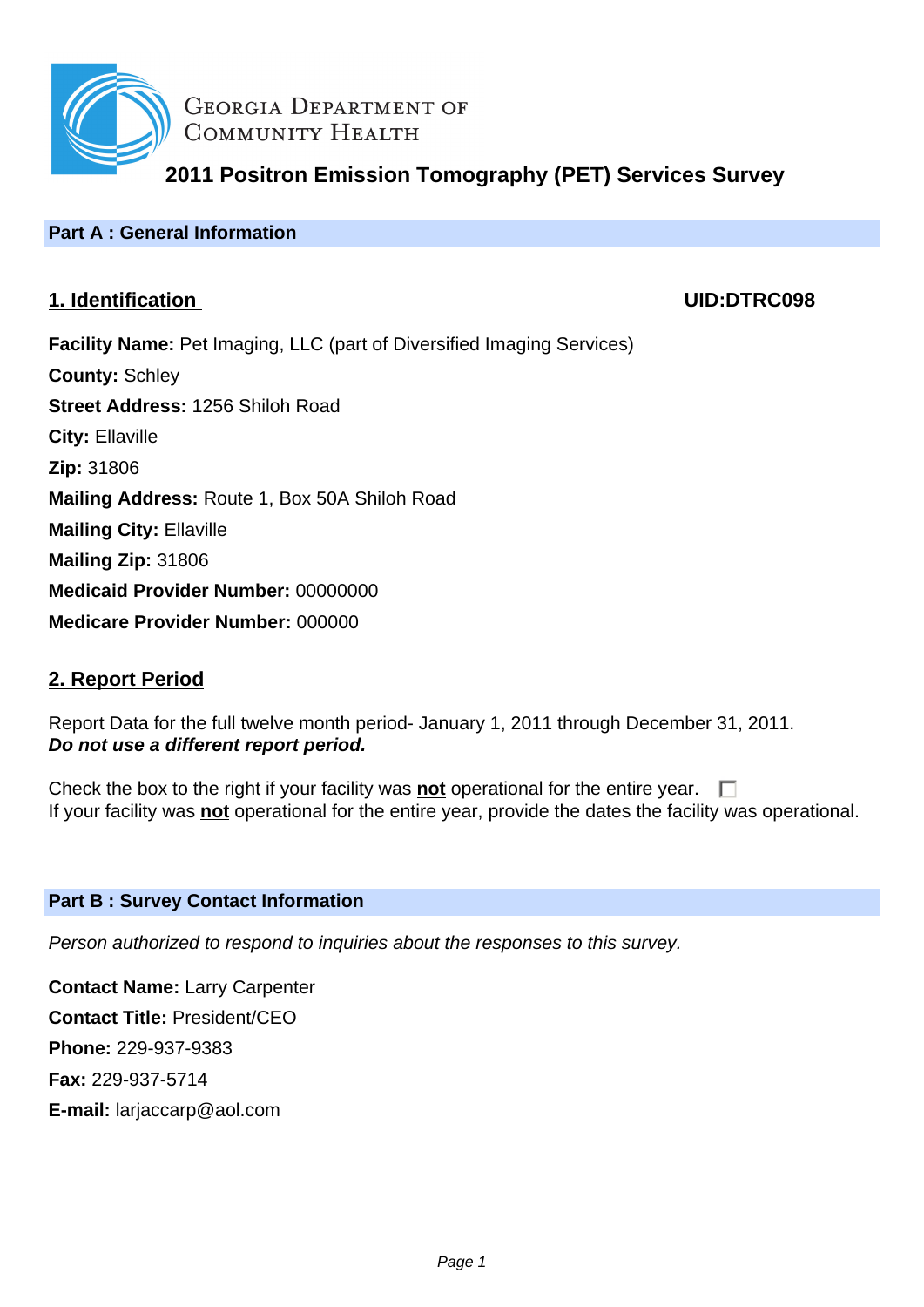Georgia Department of Community Health

# 2011 Positron Emission Tomography (PET) Services Survey

## Part A : General Information

### 1. Identification

**UID:DTRC098**

**Facility Name:** Pet Imaging, LLC (part of Diversified Imaging Services)
**County:** Schley
**Street Address:** 1256 Shiloh Road
**City:** Ellaville
**Zip:** 31806
**Mailing Address:** Route 1, Box 50A Shiloh Road
**Mailing City:** Ellaville
**Mailing Zip:** 31806
**Medicaid Provider Number:** 00000000
**Medicare Provider Number:** 000000

### 2. Report Period

Report Data for the full twelve month period- January 1, 2011 through December 31, 2011.
***Do not use a different report period.***

Check the box to the right if your facility was **not** operational for the entire year. ☐
If your facility was **not** operational for the entire year, provide the dates the facility was operational.

## Part B : Survey Contact Information

*Person authorized to respond to inquiries about the responses to this survey.*

**Contact Name:** Larry Carpenter
**Contact Title:** President/CEO
**Phone:** 229-937-9383
**Fax:** 229-937-5714
**E-mail:** larjaccarp@aol.com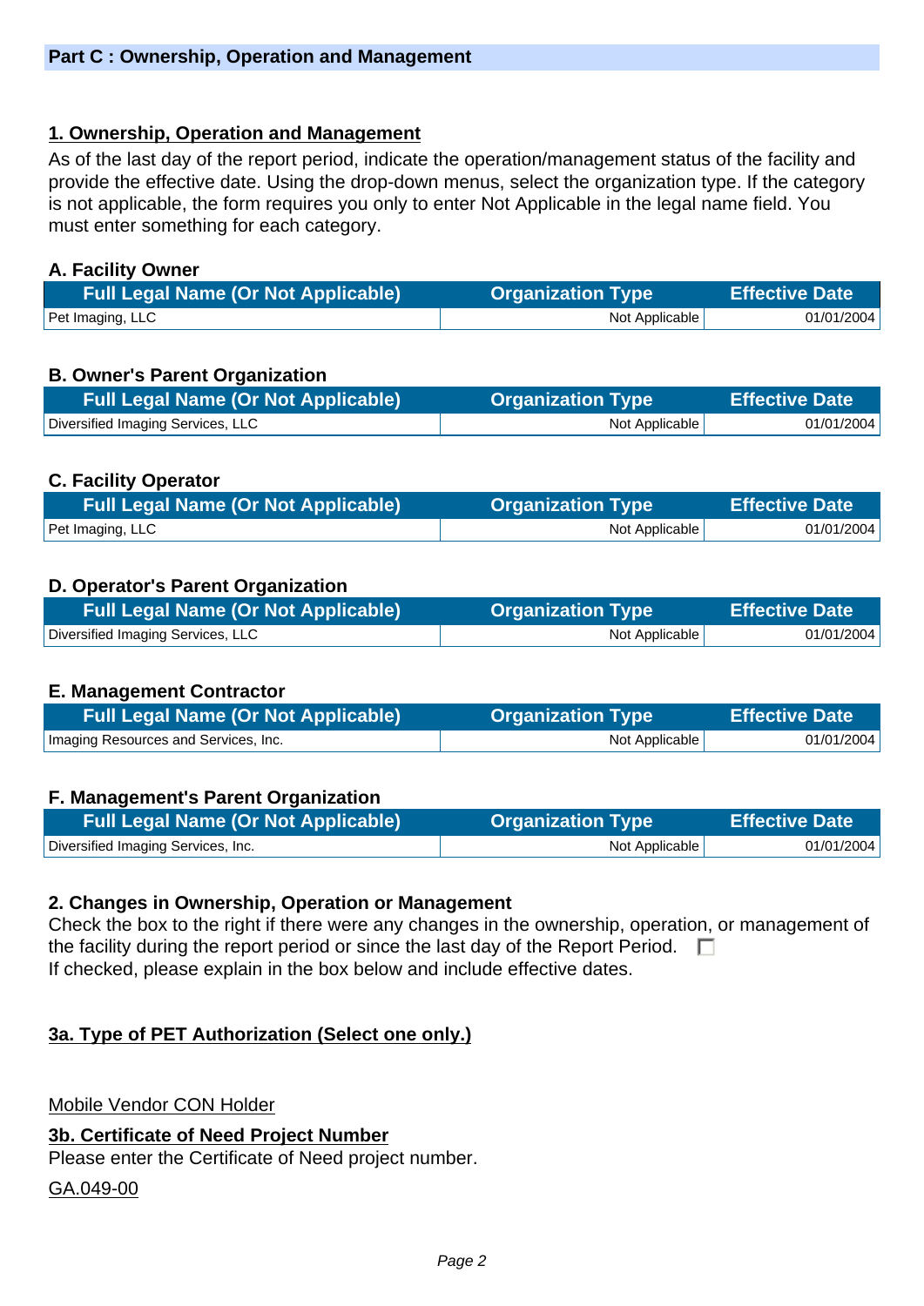## Part C : Ownership, Operation and Management

### 1. Ownership, Operation and Management

As of the last day of the report period, indicate the operation/management status of the facility and provide the effective date. Using the drop-down menus, select the organization type. If the category is not applicable, the form requires you only to enter Not Applicable in the legal name field. You must enter something for each category.

**A. Facility Owner**

| Full Legal Name (Or Not Applicable) | Organization Type | Effective Date |
|---|---|---|
| Pet Imaging, LLC | Not Applicable | 01/01/2004 |

**B. Owner's Parent Organization**

| Full Legal Name (Or Not Applicable) | Organization Type | Effective Date |
|---|---|---|
| Diversified Imaging Services, LLC | Not Applicable | 01/01/2004 |

**C. Facility Operator**

| Full Legal Name (Or Not Applicable) | Organization Type | Effective Date |
|---|---|---|
| Pet Imaging, LLC | Not Applicable | 01/01/2004 |

**D. Operator's Parent Organization**

| Full Legal Name (Or Not Applicable) | Organization Type | Effective Date |
|---|---|---|
| Diversified Imaging Services, LLC | Not Applicable | 01/01/2004 |

**E. Management Contractor**

| Full Legal Name (Or Not Applicable) | Organization Type | Effective Date |
|---|---|---|
| Imaging Resources and Services, Inc. | Not Applicable | 01/01/2004 |

**F. Management's Parent Organization**

| Full Legal Name (Or Not Applicable) | Organization Type | Effective Date |
|---|---|---|
| Diversified Imaging Services, Inc. | Not Applicable | 01/01/2004 |

### 2. Changes in Ownership, Operation or Management

Check the box to the right if there were any changes in the ownership, operation, or management of the facility during the report period or since the last day of the Report Period. ☐

If checked, please explain in the box below and include effective dates.

### 3a. Type of PET Authorization (Select one only.)

Mobile Vendor CON Holder

### 3b. Certificate of Need Project Number

Please enter the Certificate of Need project number.

GA.049-00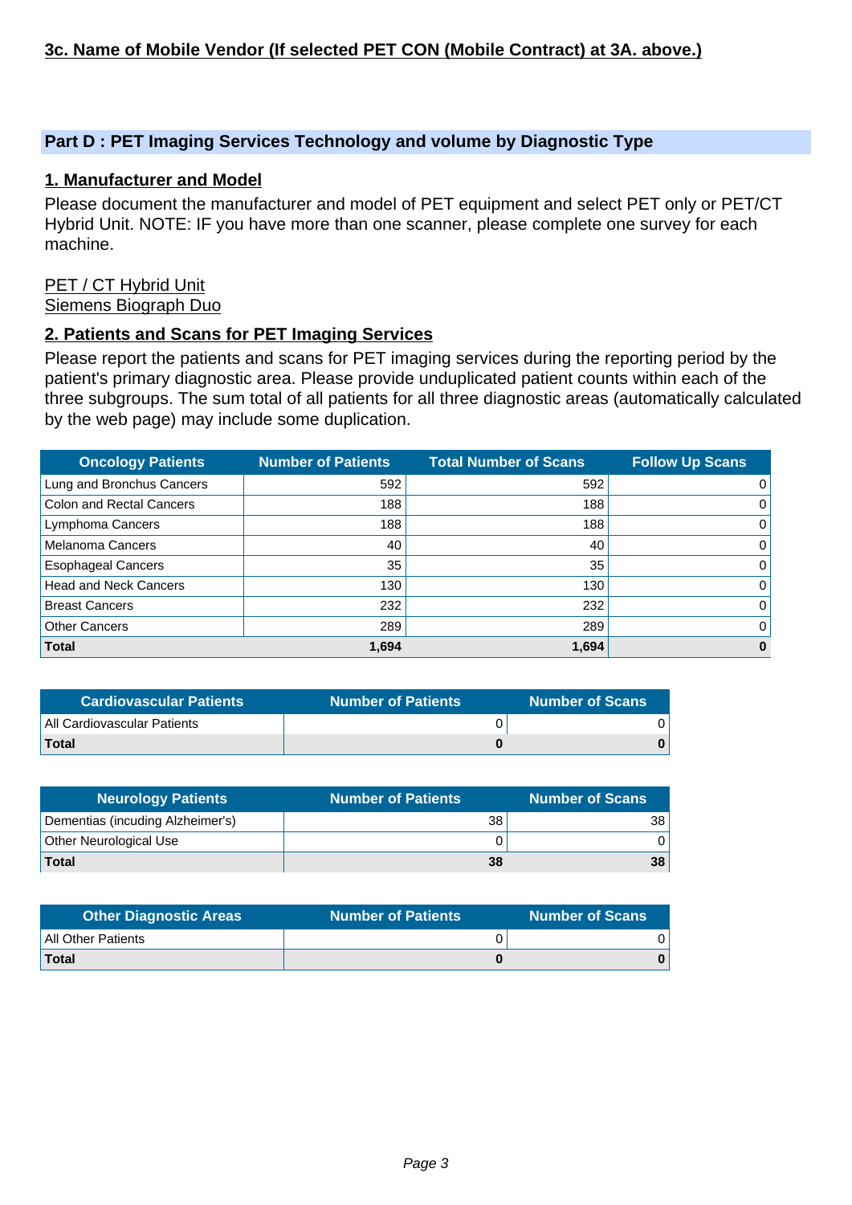**3c. Name of Mobile Vendor (If selected PET CON (Mobile Contract) at 3A. above.)**

## Part D : PET Imaging Services Technology and volume by Diagnostic Type

### 1. Manufacturer and Model

Please document the manufacturer and model of PET equipment and select PET only or PET/CT Hybrid Unit. NOTE: IF you have more than one scanner, please complete one survey for each machine.

PET / CT Hybrid Unit
Siemens Biograph Duo

### 2. Patients and Scans for PET Imaging Services

Please report the patients and scans for PET imaging services during the reporting period by the patient's primary diagnostic area. Please provide unduplicated patient counts within each of the three subgroups. The sum total of all patients for all three diagnostic areas (automatically calculated by the web page) may include some duplication.

| Oncology Patients | Number of Patients | Total Number of Scans | Follow Up Scans |
|---|---|---|---|
| Lung and Bronchus Cancers | 592 | 592 | 0 |
| Colon and Rectal Cancers | 188 | 188 | 0 |
| Lymphoma Cancers | 188 | 188 | 0 |
| Melanoma Cancers | 40 | 40 | 0 |
| Esophageal Cancers | 35 | 35 | 0 |
| Head and Neck Cancers | 130 | 130 | 0 |
| Breast Cancers | 232 | 232 | 0 |
| Other Cancers | 289 | 289 | 0 |
| **Total** | **1,694** | **1,694** | **0** |

| Cardiovascular Patients | Number of Patients | Number of Scans |
|---|---|---|
| All Cardiovascular Patients | 0 | 0 |
| **Total** | **0** | **0** |

| Neurology Patients | Number of Patients | Number of Scans |
|---|---|---|
| Dementias (incuding Alzheimer's) | 38 | 38 |
| Other Neurological Use | 0 | 0 |
| **Total** | **38** | **38** |

| Other Diagnostic Areas | Number of Patients | Number of Scans |
|---|---|---|
| All Other Patients | 0 | 0 |
| **Total** | **0** | **0** |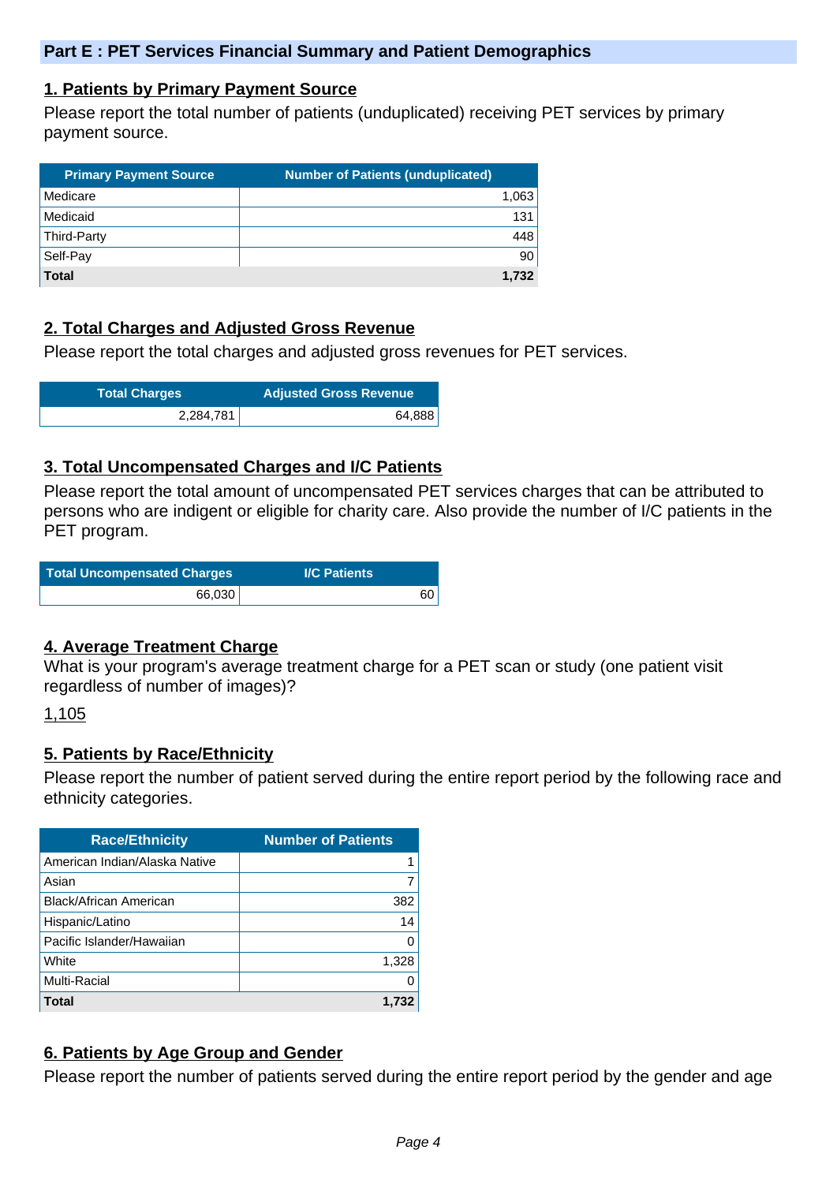## Part E : PET Services Financial Summary and Patient Demographics

### 1. Patients by Primary Payment Source

Please report the total number of patients (unduplicated) receiving PET services by primary payment source.

| Primary Payment Source | Number of Patients (unduplicated) |
|---|---|
| Medicare | 1,063 |
| Medicaid | 131 |
| Third-Party | 448 |
| Self-Pay | 90 |
| **Total** | **1,732** |

### 2. Total Charges and Adjusted Gross Revenue

Please report the total charges and adjusted gross revenues for PET services.

| Total Charges | Adjusted Gross Revenue |
|---|---|
| 2,284,781 | 64,888 |

### 3. Total Uncompensated Charges and I/C Patients

Please report the total amount of uncompensated PET services charges that can be attributed to persons who are indigent or eligible for charity care. Also provide the number of I/C patients in the PET program.

| Total Uncompensated Charges | I/C Patients |
|---|---|
| 66,030 | 60 |

### 4. Average Treatment Charge

What is your program's average treatment charge for a PET scan or study (one patient visit regardless of number of images)?

1,105

### 5. Patients by Race/Ethnicity

Please report the number of patient served during the entire report period by the following race and ethnicity categories.

| Race/Ethnicity | Number of Patients |
|---|---|
| American Indian/Alaska Native | 1 |
| Asian | 7 |
| Black/African American | 382 |
| Hispanic/Latino | 14 |
| Pacific Islander/Hawaiian | 0 |
| White | 1,328 |
| Multi-Racial | 0 |
| **Total** | **1,732** |

### 6. Patients by Age Group and Gender

Please report the number of patients served during the entire report period by the gender and age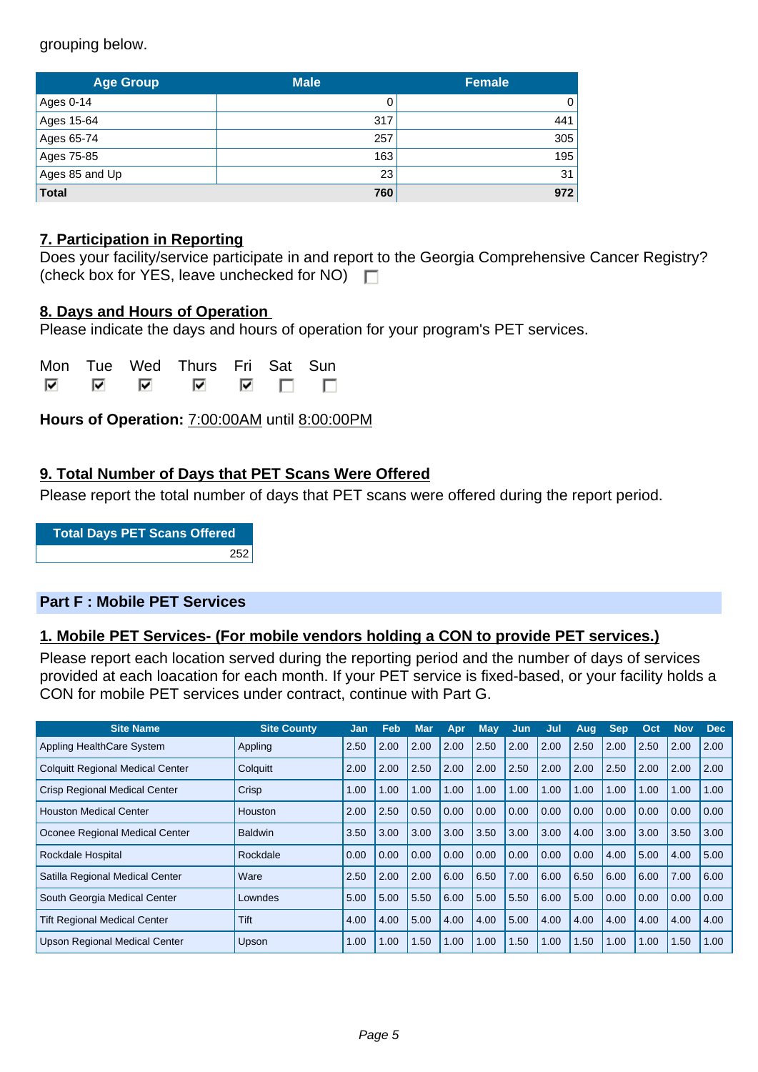grouping below.

| Age Group | Male | Female |
|---|---|---|
| Ages 0-14 | 0 | 0 |
| Ages 15-64 | 317 | 441 |
| Ages 65-74 | 257 | 305 |
| Ages 75-85 | 163 | 195 |
| Ages 85 and Up | 23 | 31 |
| **Total** | **760** | **972** |

## 7. Participation in Reporting

Does your facility/service participate in and report to the Georgia Comprehensive Cancer Registry? (check box for YES, leave unchecked for NO) ☐

## 8. Days and Hours of Operation

Please indicate the days and hours of operation for your program's PET services.

| Mon | Tue | Wed | Thurs | Fri | Sat | Sun |
|---|---|---|---|---|---|---|
| ☑ | ☑ | ☑ | ☑ | ☑ | ☐ | ☐ |

**Hours of Operation:** 7:00:00AM until 8:00:00PM

## 9. Total Number of Days that PET Scans Were Offered

Please report the total number of days that PET scans were offered during the report period.

| Total Days PET Scans Offered |
|---|
| 252 |

# Part F : Mobile PET Services

## 1. Mobile PET Services- (For mobile vendors holding a CON to provide PET services.)

Please report each location served during the reporting period and the number of days of services provided at each loacation for each month. If your PET service is fixed-based, or your facility holds a CON for mobile PET services under contract, continue with Part G.

| Site Name | Site County | Jan | Feb | Mar | Apr | May | Jun | Jul | Aug | Sep | Oct | Nov | Dec |
|---|---|---|---|---|---|---|---|---|---|---|---|---|---|
| Appling HealthCare System | Appling | 2.50 | 2.00 | 2.00 | 2.00 | 2.50 | 2.00 | 2.00 | 2.50 | 2.00 | 2.50 | 2.00 | 2.00 |
| Colquitt Regional Medical Center | Colquitt | 2.00 | 2.00 | 2.50 | 2.00 | 2.00 | 2.50 | 2.00 | 2.00 | 2.50 | 2.00 | 2.00 | 2.00 |
| Crisp Regional Medical Center | Crisp | 1.00 | 1.00 | 1.00 | 1.00 | 1.00 | 1.00 | 1.00 | 1.00 | 1.00 | 1.00 | 1.00 | 1.00 |
| Houston Medical Center | Houston | 2.00 | 2.50 | 0.50 | 0.00 | 0.00 | 0.00 | 0.00 | 0.00 | 0.00 | 0.00 | 0.00 | 0.00 |
| Oconee Regional Medical Center | Baldwin | 3.50 | 3.00 | 3.00 | 3.00 | 3.50 | 3.00 | 3.00 | 4.00 | 3.00 | 3.00 | 3.50 | 3.00 |
| Rockdale Hospital | Rockdale | 0.00 | 0.00 | 0.00 | 0.00 | 0.00 | 0.00 | 0.00 | 0.00 | 4.00 | 5.00 | 4.00 | 5.00 |
| Satilla Regional Medical Center | Ware | 2.50 | 2.00 | 2.00 | 6.00 | 6.50 | 7.00 | 6.00 | 6.50 | 6.00 | 6.00 | 7.00 | 6.00 |
| South Georgia Medical Center | Lowndes | 5.00 | 5.00 | 5.50 | 6.00 | 5.00 | 5.50 | 6.00 | 5.00 | 0.00 | 0.00 | 0.00 | 0.00 |
| Tift Regional Medical Center | Tift | 4.00 | 4.00 | 5.00 | 4.00 | 4.00 | 5.00 | 4.00 | 4.00 | 4.00 | 4.00 | 4.00 | 4.00 |
| Upson Regional Medical Center | Upson | 1.00 | 1.00 | 1.50 | 1.00 | 1.00 | 1.50 | 1.00 | 1.50 | 1.00 | 1.00 | 1.50 | 1.00 |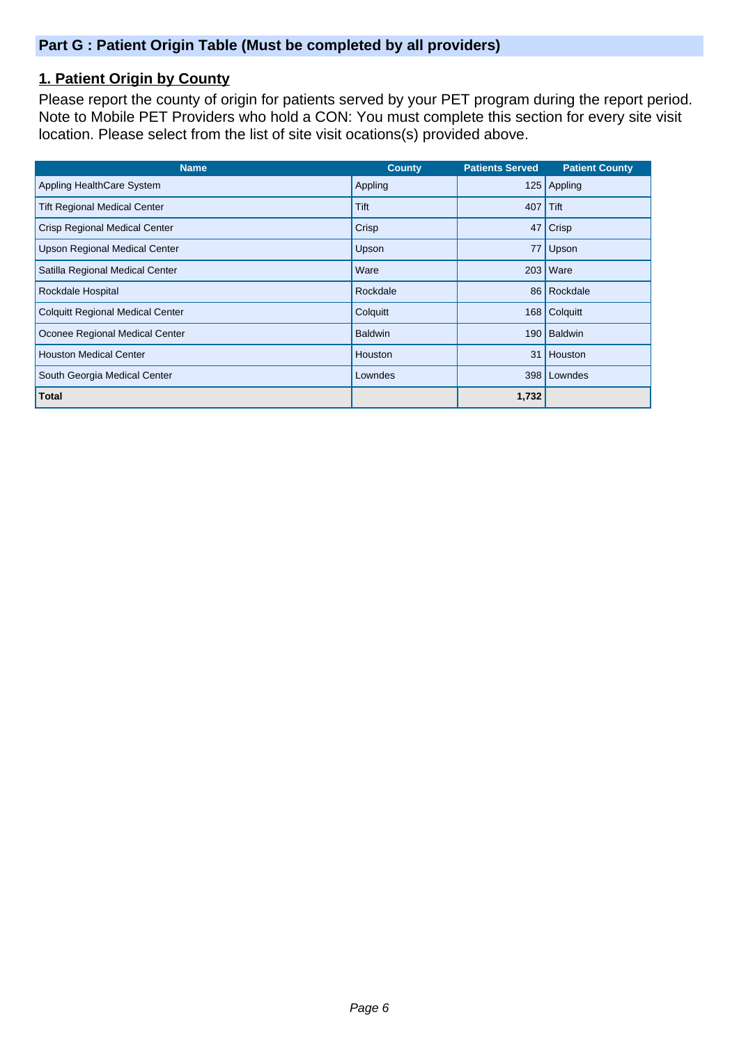## Part G : Patient Origin Table (Must be completed by all providers)

### 1. Patient Origin by County

Please report the county of origin for patients served by your PET program during the report period. Note to Mobile PET Providers who hold a CON: You must complete this section for every site visit location. Please select from the list of site visit ocations(s) provided above.

| Name | County | Patients Served | Patient County |
|---|---|---|---|
| Appling HealthCare System | Appling | 125 | Appling |
| Tift Regional Medical Center | Tift | 407 | Tift |
| Crisp Regional Medical Center | Crisp | 47 | Crisp |
| Upson Regional Medical Center | Upson | 77 | Upson |
| Satilla Regional Medical Center | Ware | 203 | Ware |
| Rockdale Hospital | Rockdale | 86 | Rockdale |
| Colquitt Regional Medical Center | Colquitt | 168 | Colquitt |
| Oconee Regional Medical Center | Baldwin | 190 | Baldwin |
| Houston Medical Center | Houston | 31 | Houston |
| South Georgia Medical Center | Lowndes | 398 | Lowndes |
| **Total** | | **1,732** | |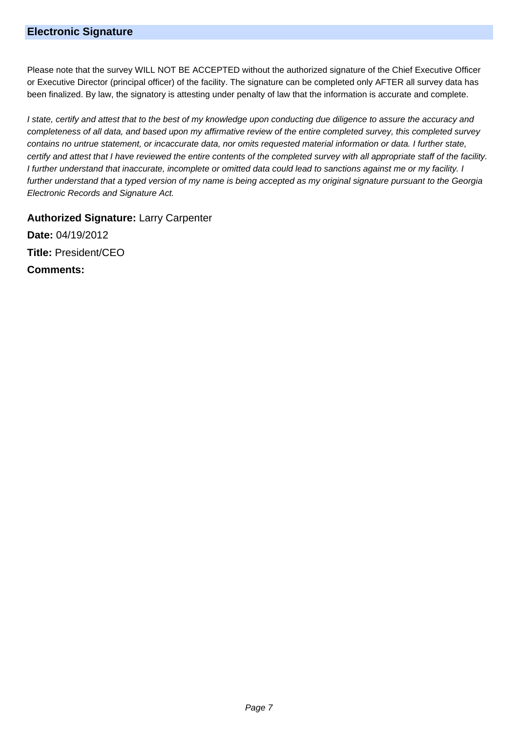## Electronic Signature

Please note that the survey WILL NOT BE ACCEPTED without the authorized signature of the Chief Executive Officer or Executive Director (principal officer) of the facility. The signature can be completed only AFTER all survey data has been finalized. By law, the signatory is attesting under penalty of law that the information is accurate and complete.

*I state, certify and attest that to the best of my knowledge upon conducting due diligence to assure the accuracy and completeness of all data, and based upon my affirmative review of the entire completed survey, this completed survey contains no untrue statement, or incaccurate data, nor omits requested material information or data. I further state, certify and attest that I have reviewed the entire contents of the completed survey with all appropriate staff of the facility. I further understand that inaccurate, incomplete or omitted data could lead to sanctions against me or my facility. I further understand that a typed version of my name is being accepted as my original signature pursuant to the Georgia Electronic Records and Signature Act.*

**Authorized Signature:** Larry Carpenter

**Date:** 04/19/2012

**Title:** President/CEO

**Comments:**